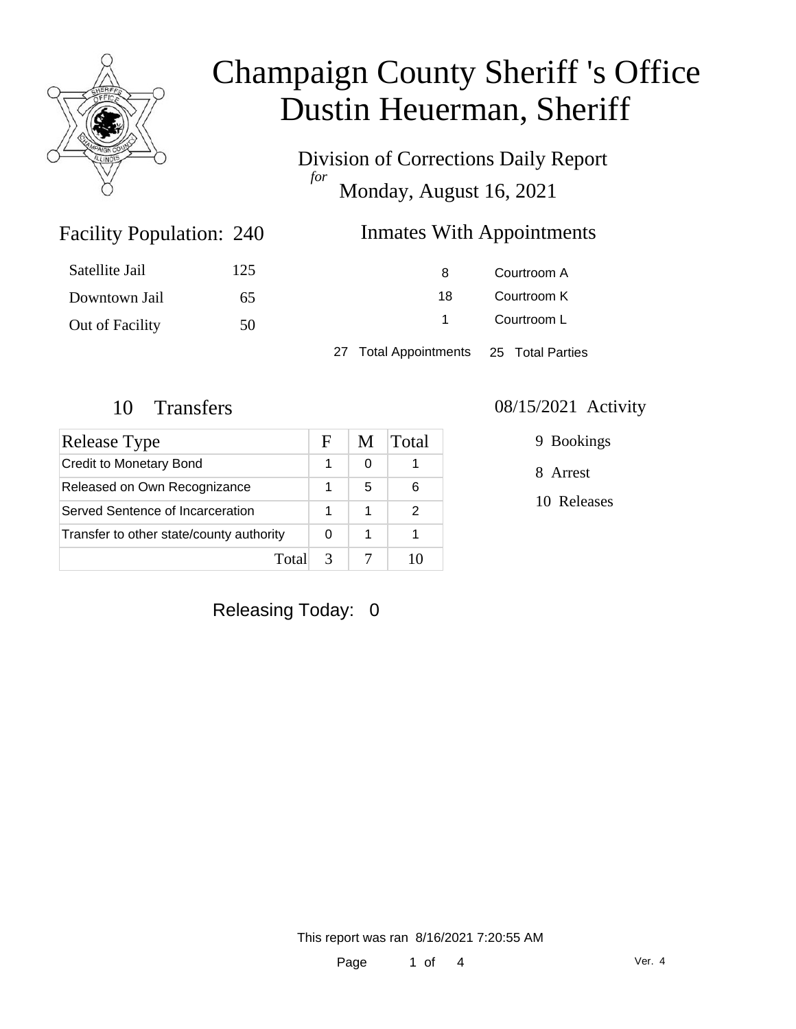# Champaign County Sheriff 's Office
# Dustin Heuerman, Sheriff

Division of Corrections Daily Report
*for*
Monday, August 16, 2021

## Facility Population: 240

| | |
|---|---|
| Satellite Jail | 125 |
| Downtown Jail | 65 |
| Out of Facility | 50 |

## Inmates With Appointments

| | |
|---|---|
| 8 | Courtroom A |
| 18 | Courtroom K |
| 1 | Courtroom L |

27 Total Appointments 25 Total Parties

## 10 Transfers

| Release Type | F | M | Total |
|---|---|---|---|
| Credit to Monetary Bond | 1 | 0 | 1 |
| Released on Own Recognizance | 1 | 5 | 6 |
| Served Sentence of Incarceration | 1 | 1 | 2 |
| Transfer to other state/county authority | 0 | 1 | 1 |
| Total | 3 | 7 | 10 |

## 08/15/2021 Activity

9 Bookings

8 Arrest

10 Releases

Releasing Today: 0

This report was ran 8/16/2021 7:20:55 AM

Ver. 4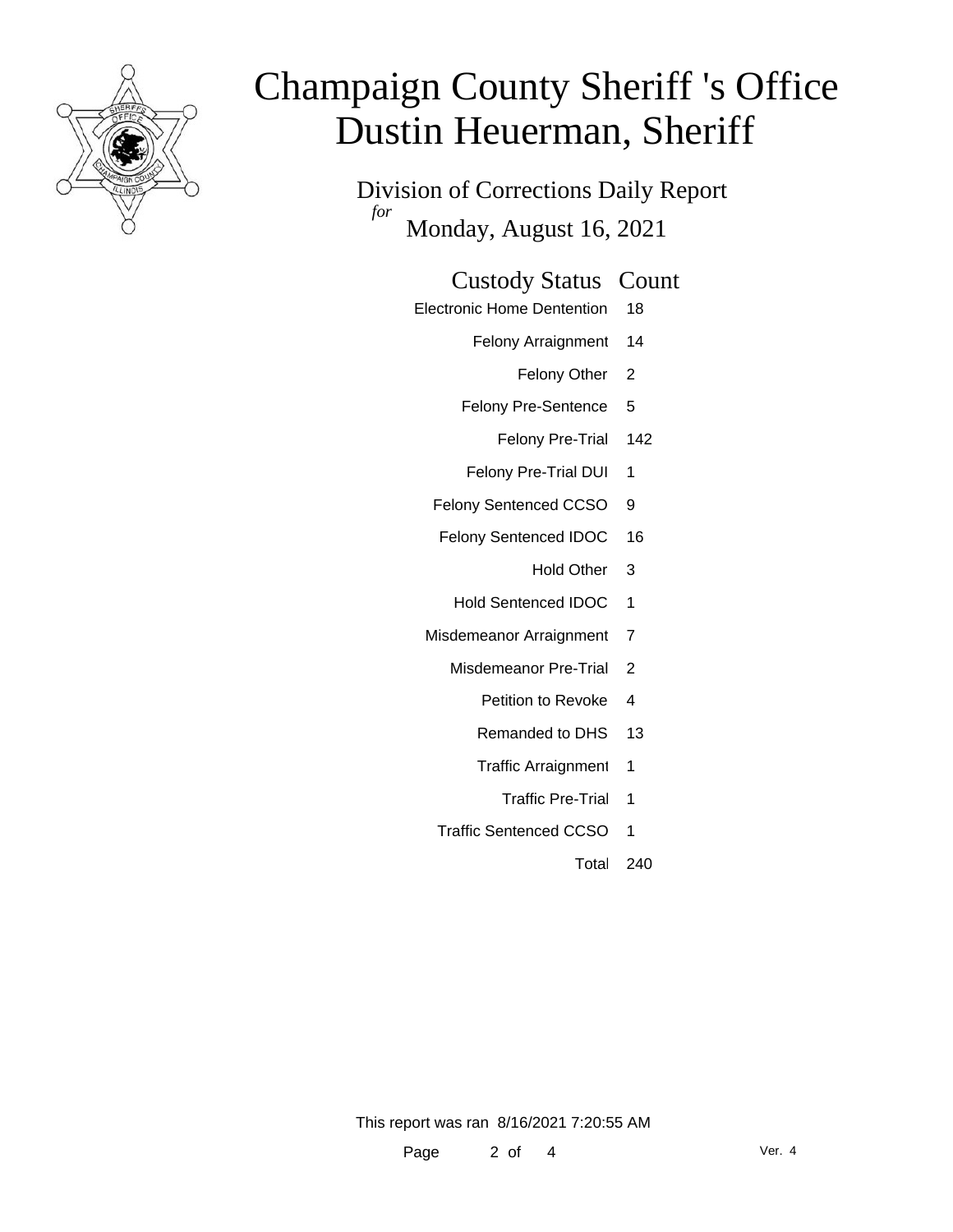# Champaign County Sheriff 's Office
# Dustin Heuerman, Sheriff

Division of Corrections Daily Report

*for* Monday, August 16, 2021

| Custody Status | Count |
|---|---|
| Electronic Home Dentention | 18 |
| Felony Arraignment | 14 |
| Felony Other | 2 |
| Felony Pre-Sentence | 5 |
| Felony Pre-Trial | 142 |
| Felony Pre-Trial DUI | 1 |
| Felony Sentenced CCSO | 9 |
| Felony Sentenced IDOC | 16 |
| Hold Other | 3 |
| Hold Sentenced IDOC | 1 |
| Misdemeanor Arraignment | 7 |
| Misdemeanor Pre-Trial | 2 |
| Petition to Revoke | 4 |
| Remanded to DHS | 13 |
| Traffic Arraignment | 1 |
| Traffic Pre-Trial | 1 |
| Traffic Sentenced CCSO | 1 |
| Total | 240 |

This report was ran 8/16/2021 7:20:55 AM

Ver. 4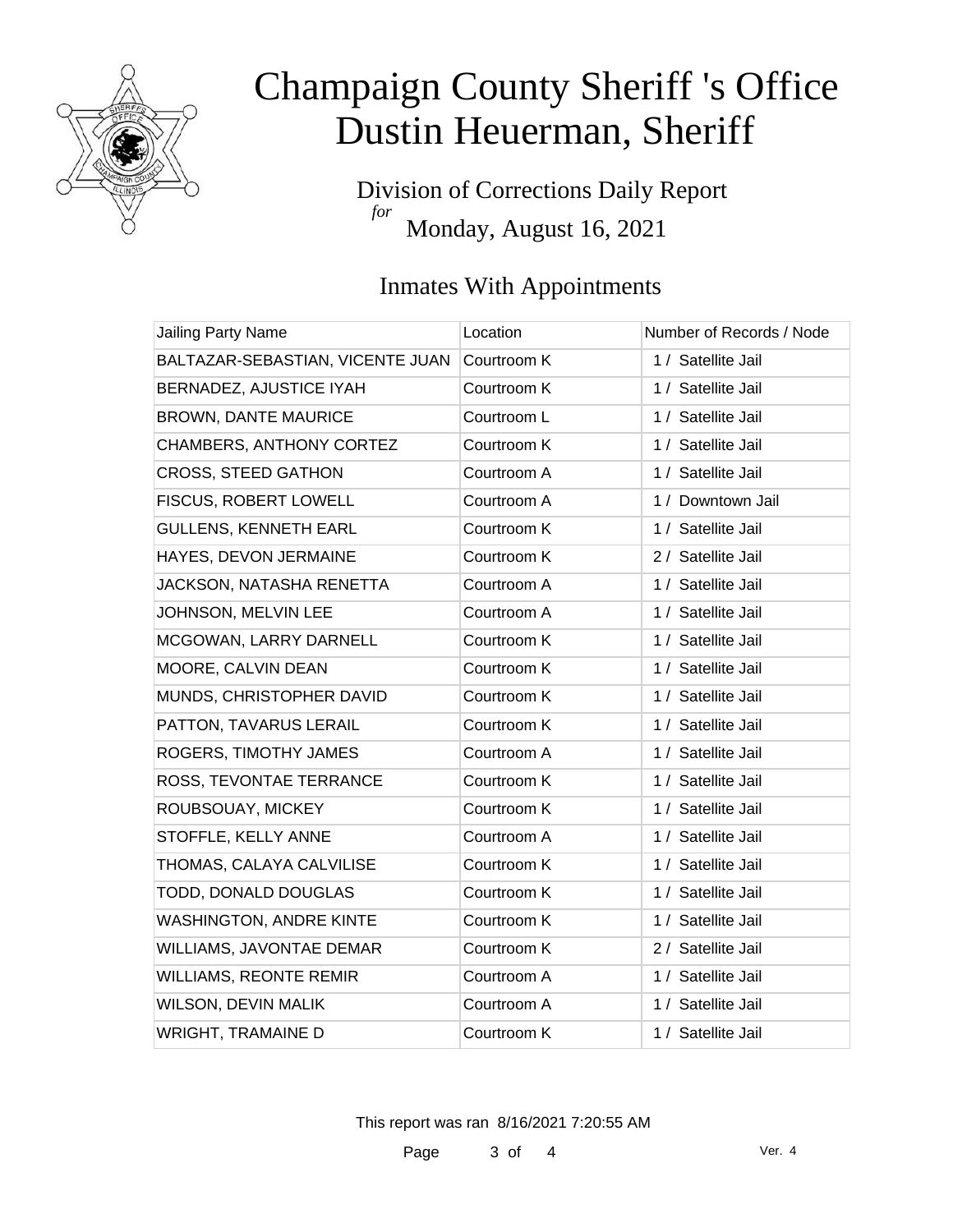# Champaign County Sheriff 's Office
# Dustin Heuerman, Sheriff

Division of Corrections Daily Report
*for*
Monday, August 16, 2021

## Inmates With Appointments

| Jailing Party Name | Location | Number of Records / Node |
|---|---|---|
| BALTAZAR-SEBASTIAN, VICENTE JUAN | Courtroom K | 1 / Satellite Jail |
| BERNADEZ, AJUSTICE IYAH | Courtroom K | 1 / Satellite Jail |
| BROWN, DANTE MAURICE | Courtroom L | 1 / Satellite Jail |
| CHAMBERS, ANTHONY CORTEZ | Courtroom K | 1 / Satellite Jail |
| CROSS, STEED GATHON | Courtroom A | 1 / Satellite Jail |
| FISCUS, ROBERT LOWELL | Courtroom A | 1 / Downtown Jail |
| GULLENS, KENNETH EARL | Courtroom K | 1 / Satellite Jail |
| HAYES, DEVON JERMAINE | Courtroom K | 2 / Satellite Jail |
| JACKSON, NATASHA RENETTA | Courtroom A | 1 / Satellite Jail |
| JOHNSON, MELVIN LEE | Courtroom A | 1 / Satellite Jail |
| MCGOWAN, LARRY DARNELL | Courtroom K | 1 / Satellite Jail |
| MOORE, CALVIN DEAN | Courtroom K | 1 / Satellite Jail |
| MUNDS, CHRISTOPHER DAVID | Courtroom K | 1 / Satellite Jail |
| PATTON, TAVARUS LERAIL | Courtroom K | 1 / Satellite Jail |
| ROGERS, TIMOTHY JAMES | Courtroom A | 1 / Satellite Jail |
| ROSS, TEVONTAE TERRANCE | Courtroom K | 1 / Satellite Jail |
| ROUBSOUAY, MICKEY | Courtroom K | 1 / Satellite Jail |
| STOFFLE, KELLY ANNE | Courtroom A | 1 / Satellite Jail |
| THOMAS, CALAYA CALVILISE | Courtroom K | 1 / Satellite Jail |
| TODD, DONALD DOUGLAS | Courtroom K | 1 / Satellite Jail |
| WASHINGTON, ANDRE KINTE | Courtroom K | 1 / Satellite Jail |
| WILLIAMS, JAVONTAE DEMAR | Courtroom K | 2 / Satellite Jail |
| WILLIAMS, REONTE REMIR | Courtroom A | 1 / Satellite Jail |
| WILSON, DEVIN MALIK | Courtroom A | 1 / Satellite Jail |
| WRIGHT, TRAMAINE D | Courtroom K | 1 / Satellite Jail |

This report was ran 8/16/2021 7:20:55 AM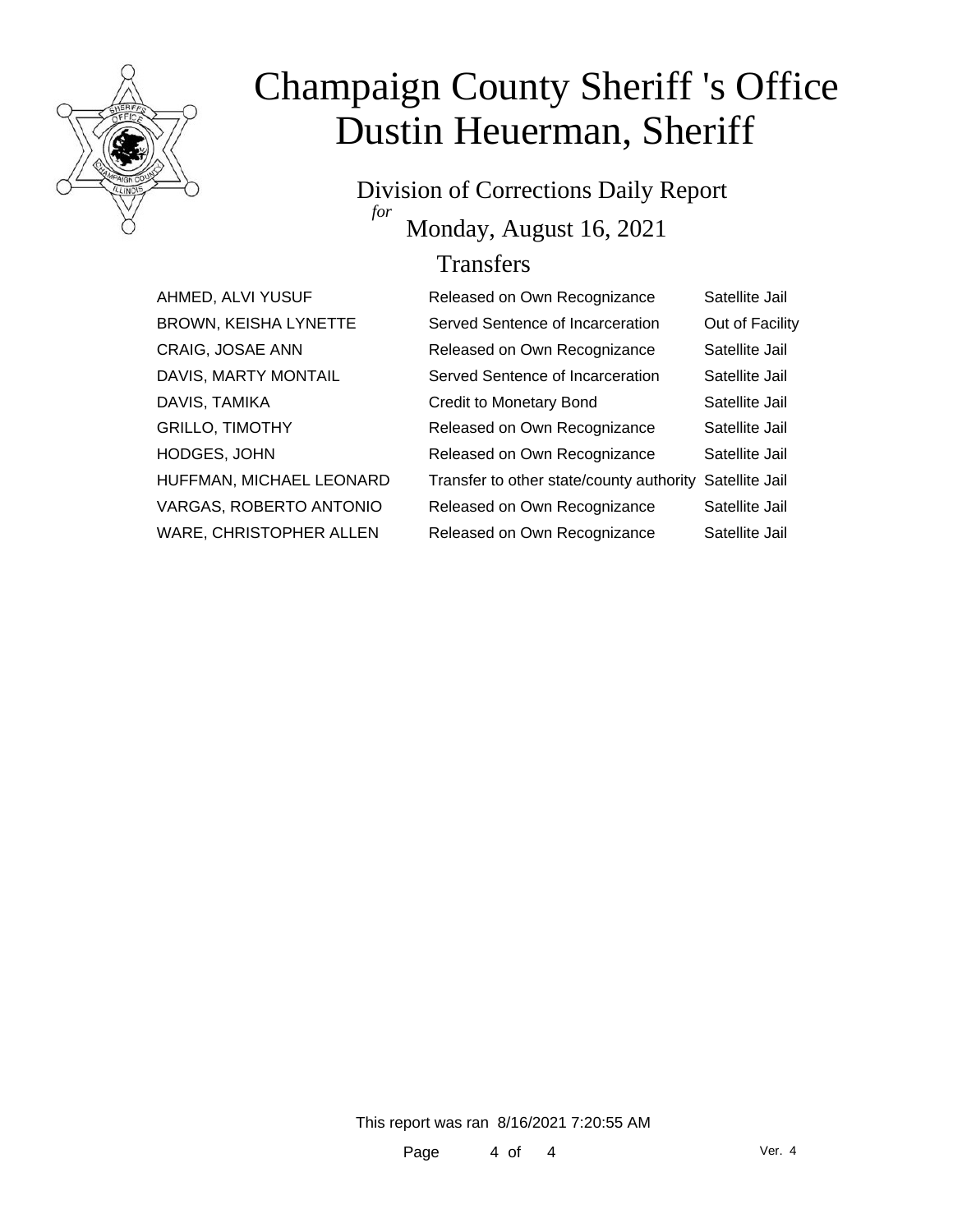# Champaign County Sheriff 's Office
# Dustin Heuerman, Sheriff

Division of Corrections Daily Report

*for* Monday, August 16, 2021

## Transfers

| | | |
|---|---|---|
| AHMED, ALVI YUSUF | Released on Own Recognizance | Satellite Jail |
| BROWN, KEISHA LYNETTE | Served Sentence of Incarceration | Out of Facility |
| CRAIG, JOSAE ANN | Released on Own Recognizance | Satellite Jail |
| DAVIS, MARTY MONTAIL | Served Sentence of Incarceration | Satellite Jail |
| DAVIS, TAMIKA | Credit to Monetary Bond | Satellite Jail |
| GRILLO, TIMOTHY | Released on Own Recognizance | Satellite Jail |
| HODGES, JOHN | Released on Own Recognizance | Satellite Jail |
| HUFFMAN, MICHAEL LEONARD | Transfer to other state/county authority | Satellite Jail |
| VARGAS, ROBERTO ANTONIO | Released on Own Recognizance | Satellite Jail |
| WARE, CHRISTOPHER ALLEN | Released on Own Recognizance | Satellite Jail |

This report was ran 8/16/2021 7:20:55 AM

Ver. 4